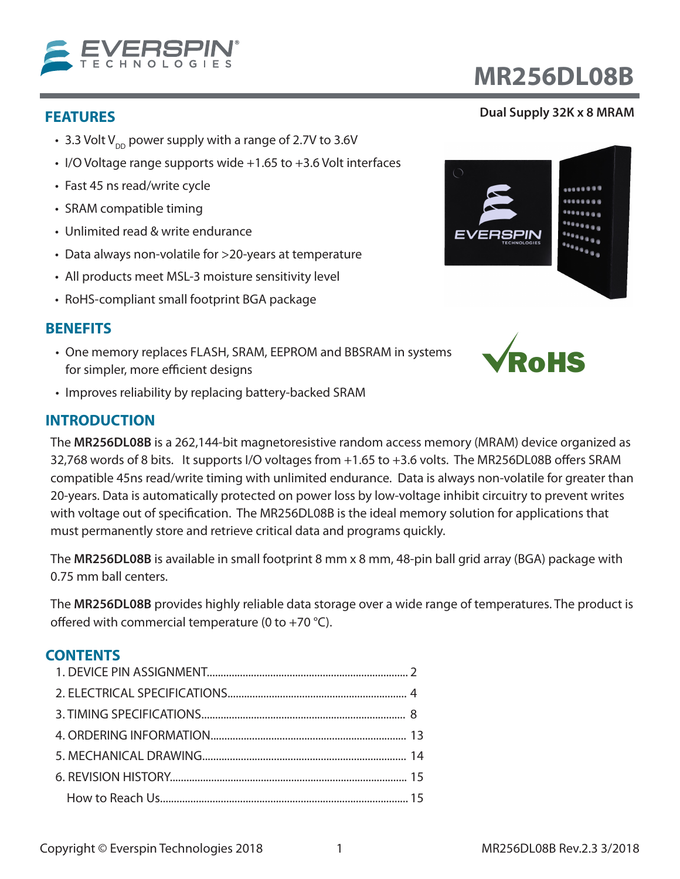# MR256DL08B

**Dual Supply 32K x 8 MRAM**

## FEATURES

- 3.3 Volt $V_{DD}$ power supply with a range of 2.7V to 3.6V
- I/O Voltage range supports wide +1.65 to +3.6 Volt interfaces
- Fast 45 ns read/write cycle
- SRAM compatible timing
- Unlimited read & write endurance
- Data always non-volatile for >20-years at temperature
- All products meet MSL-3 moisture sensitivity level
- RoHS-compliant small footprint BGA package

## BENEFITS

- One memory replaces FLASH, SRAM, EEPROM and BBSRAM in systems for simpler, more efficient designs
- Improves reliability by replacing battery-backed SRAM

## INTRODUCTION

The **MR256DL08B** is a 262,144-bit magnetoresistive random access memory (MRAM) device organized as 32,768 words of 8 bits. It supports I/O voltages from +1.65 to +3.6 volts. The MR256DL08B offers SRAM compatible 45ns read/write timing with unlimited endurance. Data is always non-volatile for greater than 20-years. Data is automatically protected on power loss by low-voltage inhibit circuitry to prevent writes with voltage out of specification. The MR256DL08B is the ideal memory solution for applications that must permanently store and retrieve critical data and programs quickly.

The **MR256DL08B** is available in small footprint 8 mm x 8 mm, 48-pin ball grid array (BGA) package with 0.75 mm ball centers.

The **MR256DL08B** provides highly reliable data storage over a wide range of temperatures. The product is offered with commercial temperature (0 to +70 °C).

## CONTENTS

1. DEVICE PIN ASSIGNMENT........ 2
2. ELECTRICAL SPECIFICATIONS........ 4
3. TIMING SPECIFICATIONS........ 8
4. ORDERING INFORMATION........ 13
5. MECHANICAL DRAWING........ 14
6. REVISION HISTORY........ 15

How to Reach Us........ 15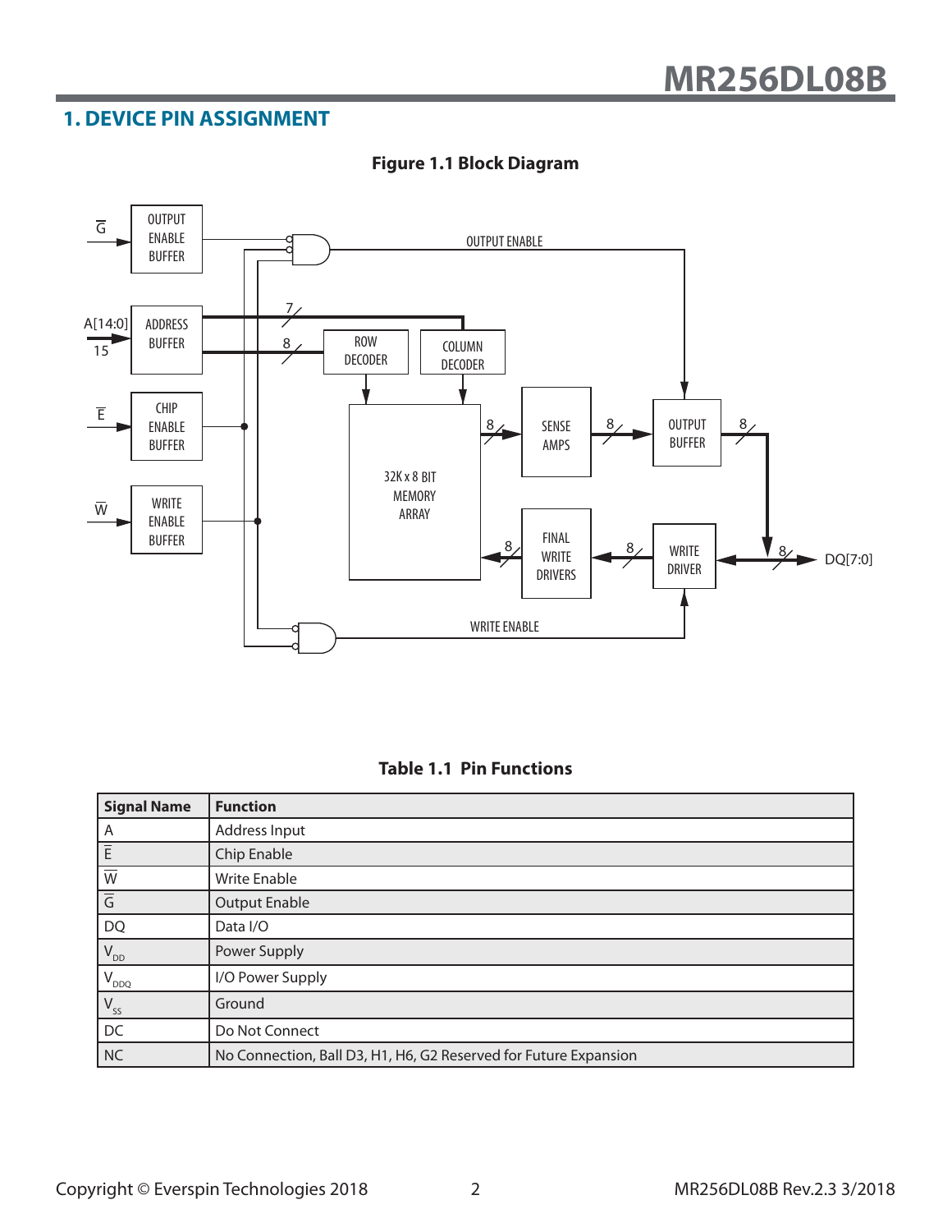## 1. DEVICE PIN ASSIGNMENT

**Figure 1.1 Block Diagram**

**Table 1.1 Pin Functions**

| Signal Name | Function |
|---|---|
| A | Address Input |
| $\overline{E}$ | Chip Enable |
| $\overline{W}$ | Write Enable |
| $\overline{G}$ | Output Enable |
| DQ | Data I/O |
| $V_{DD}$ | Power Supply |
| $V_{DDQ}$ | I/O Power Supply |
| $V_{SS}$ | Ground |
| DC | Do Not Connect |
| NC | No Connection, Ball D3, H1, H6, G2 Reserved for Future Expansion |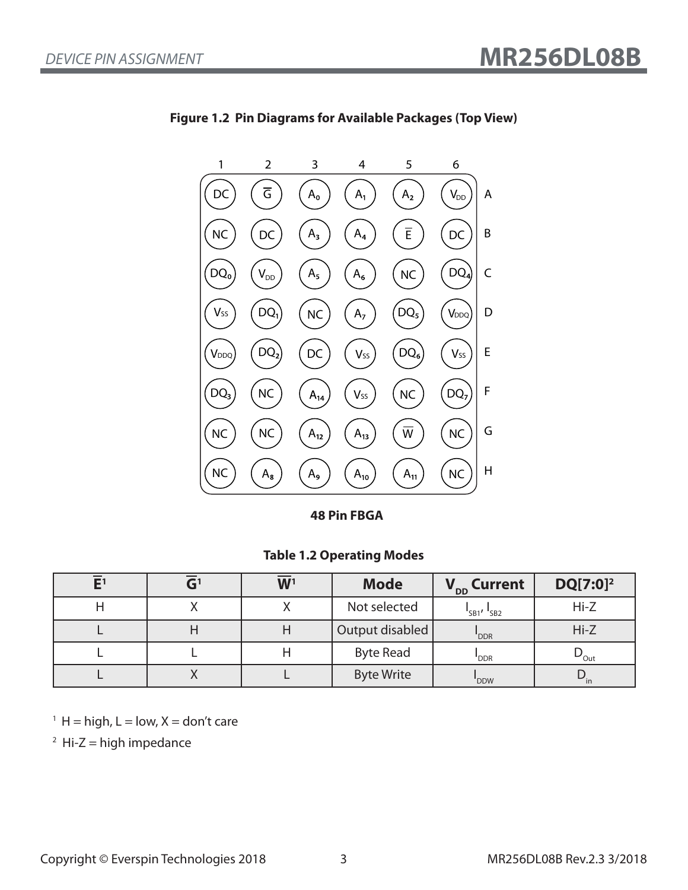**Figure 1.2 Pin Diagrams for Available Packages (Top View)**

|   | 1 | 2 | 3 | 4 | 5 | 6 |
|---|---|---|---|---|---|---|
| A | DC | $\overline{G}$ | $A_0$ | $A_1$ | $A_2$ | $V_{DD}$ |
| B | NC | DC | $A_3$ | $A_4$ | $\overline{E}$ | DC |
| C | $DQ_0$ | $V_{DD}$ | $A_5$ | $A_6$ | NC | $DQ_4$ |
| D | $V_{SS}$ | $DQ_1$ | NC | $A_7$ | $DQ_5$ | $V_{DDQ}$ |
| E | $V_{DDQ}$ | $DQ_2$ | DC | $V_{SS}$ | $DQ_6$ | $V_{SS}$ |
| F | $DQ_3$ | NC | $A_{14}$ | $V_{SS}$ | NC | $DQ_7$ |
| G | NC | NC | $A_{12}$ | $A_{13}$ | $\overline{W}$ | NC |
| H | NC | $A_8$ | $A_9$ | $A_{10}$ | $A_{11}$ | NC |

**48 Pin FBGA**

**Table 1.2 Operating Modes**

| $\overline{E}$[1] | $\overline{G}$[1] | $\overline{W}$[1] | Mode | $V_{DD}$ Current | DQ[7:0][2] |
|---|---|---|---|---|---|
| H | X | X | Not selected | $I_{SB1}$, $I_{SB2}$ | Hi-Z |
| L | H | H | Output disabled | $I_{DDR}$ | Hi-Z |
| L | L | H | Byte Read | $I_{DDR}$ | $D_{Out}$ |
| L | X | L | Byte Write | $I_{DDW}$ | $D_{in}$ |

[1] H = high, L = low, X = don't care

[2] Hi-Z = high impedance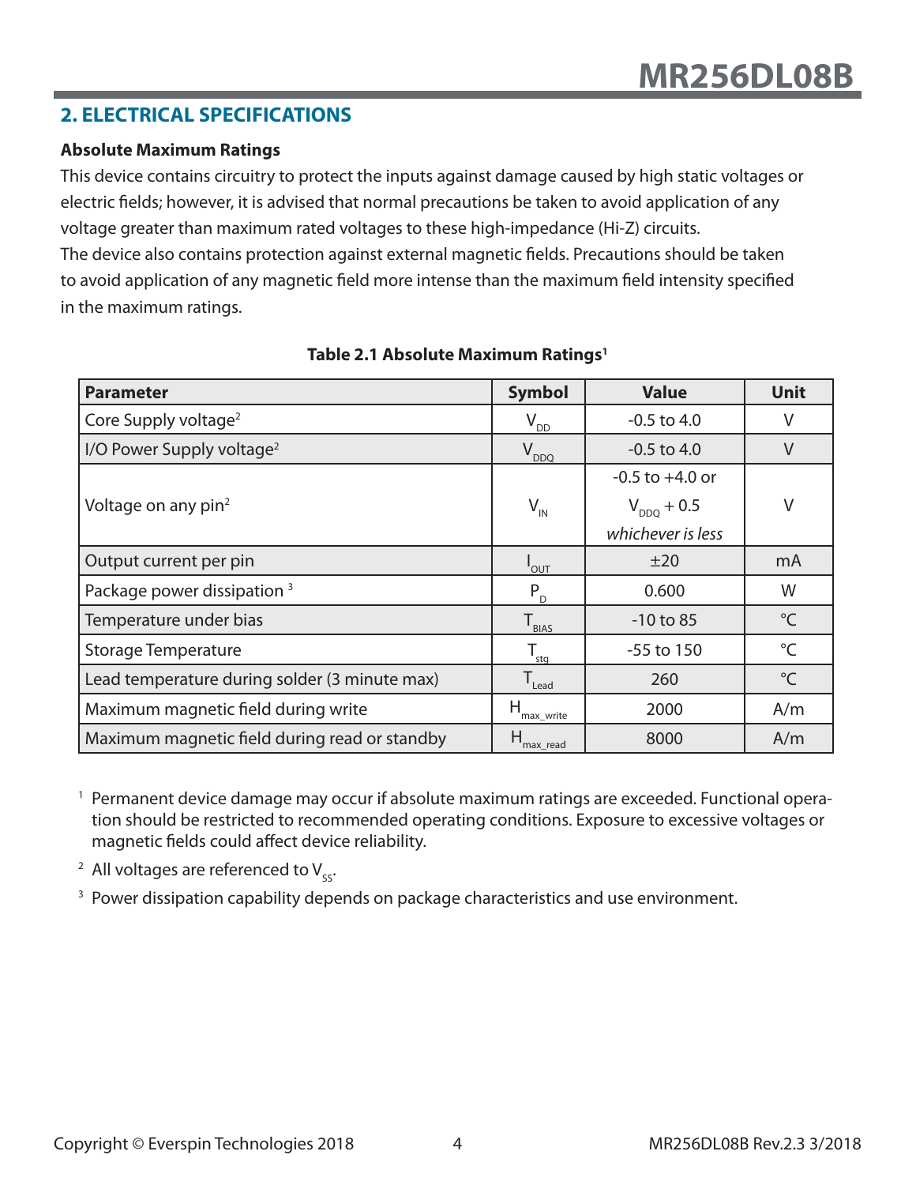## 2. ELECTRICAL SPECIFICATIONS

### Absolute Maximum Ratings

This device contains circuitry to protect the inputs against damage caused by high static voltages or electric fields; however, it is advised that normal precautions be taken to avoid application of any voltage greater than maximum rated voltages to these high-impedance (Hi-Z) circuits.
The device also contains protection against external magnetic fields. Precautions should be taken to avoid application of any magnetic field more intense than the maximum field intensity specified in the maximum ratings.

**Table 2.1 Absolute Maximum Ratings[1]**

| Parameter | Symbol | Value | Unit |
|---|---|---|---|
| Core Supply voltage[2] | $V_{DD}$ | -0.5 to 4.0 | V |
| I/O Power Supply voltage[2] | $V_{DDQ}$ | -0.5 to 4.0 | V |
| Voltage on any pin[2] | $V_{IN}$ | -0.5 to +4.0 or $V_{DDQ}$ + 0.5 *whichever is less* | V |
| Output current per pin | $I_{OUT}$ | ±20 | mA |
| Package power dissipation [3] | $P_D$ | 0.600 | W |
| Temperature under bias | $T_{BIAS}$ | -10 to 85 | °C |
| Storage Temperature | $T_{stg}$ | -55 to 150 | °C |
| Lead temperature during solder (3 minute max) | $T_{Lead}$ | 260 | °C |
| Maximum magnetic field during write | $H_{max\_write}$ | 2000 | A/m |
| Maximum magnetic field during read or standby | $H_{max\_read}$ | 8000 | A/m |

[1] Permanent device damage may occur if absolute maximum ratings are exceeded. Functional operation should be restricted to recommended operating conditions. Exposure to excessive voltages or magnetic fields could affect device reliability.

[2] All voltages are referenced to $V_{SS}$.

[3] Power dissipation capability depends on package characteristics and use environment.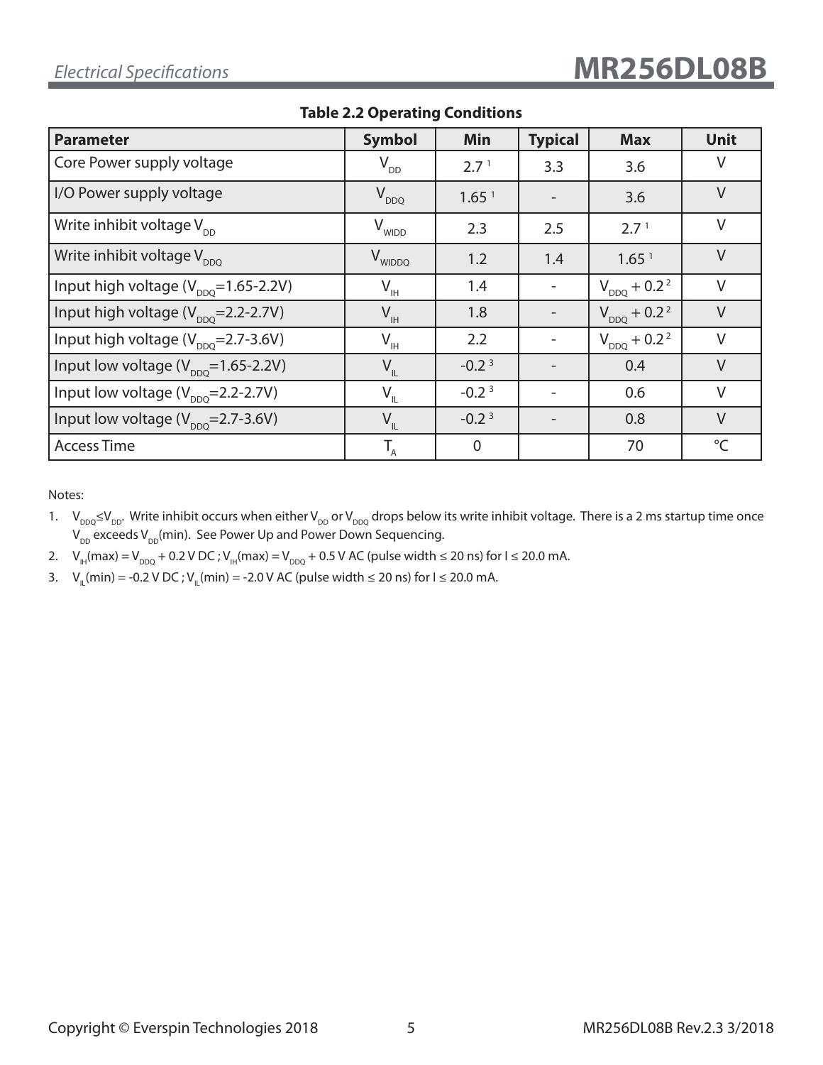**Table 2.2 Operating Conditions**

| Parameter | Symbol | Min | Typical | Max | Unit |
|---|---|---|---|---|---|
| Core Power supply voltage | $V_{DD}$ | 2.7 [1] | 3.3 | 3.6 | V |
| I/O Power supply voltage | $V_{DDQ}$ | 1.65 [1] | - | 3.6 | V |
| Write inhibit voltage $V_{DD}$ | $V_{WIDD}$ | 2.3 | 2.5 | 2.7 [1] | V |
| Write inhibit voltage $V_{DDQ}$ | $V_{WIDDQ}$ | 1.2 | 1.4 | 1.65 [1] | V |
| Input high voltage ($V_{DDQ}$=1.65-2.2V) | $V_{IH}$ | 1.4 | - | $V_{DDQ}$ + 0.2 [2] | V |
| Input high voltage ($V_{DDQ}$=2.2-2.7V) | $V_{IH}$ | 1.8 | - | $V_{DDQ}$ + 0.2 [2] | V |
| Input high voltage ($V_{DDQ}$=2.7-3.6V) | $V_{IH}$ | 2.2 | - | $V_{DDQ}$ + 0.2 [2] | V |
| Input low voltage ($V_{DDQ}$=1.65-2.2V) | $V_{IL}$ | -0.2 [3] | - | 0.4 | V |
| Input low voltage ($V_{DDQ}$=2.2-2.7V) | $V_{IL}$ | -0.2 [3] | - | 0.6 | V |
| Input low voltage ($V_{DDQ}$=2.7-3.6V) | $V_{IL}$ | -0.2 [3] | - | 0.8 | V |
| Access Time | $T_A$ | 0 | | 70 | °C |

Notes:

1. $V_{DDQ} \leq V_{DD}$. Write inhibit occurs when either $V_{DD}$ or $V_{DDQ}$ drops below its write inhibit voltage. There is a 2 ms startup time once $V_{DD}$ exceeds $V_{DD}$(min). See Power Up and Power Down Sequencing.
2. $V_{IH}$(max) = $V_{DDQ}$ + 0.2 V DC ; $V_{IH}$(max) = $V_{DDQ}$ + 0.5 V AC (pulse width ≤ 20 ns) for I ≤ 20.0 mA.
3. $V_{IL}$(min) = -0.2 V DC ; $V_{IL}$(min) = -2.0 V AC (pulse width ≤ 20 ns) for I ≤ 20.0 mA.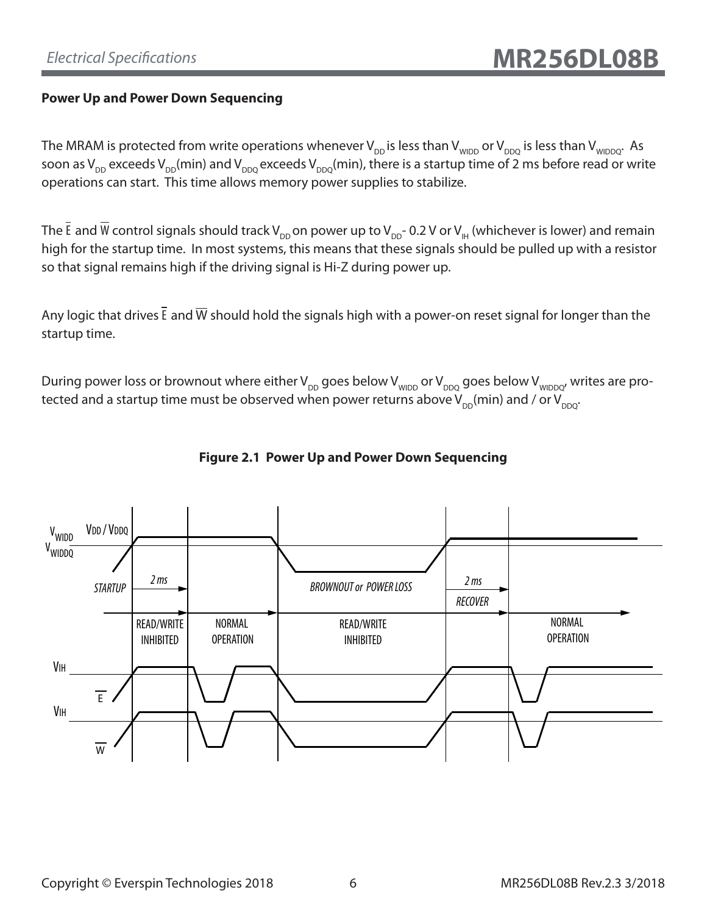## Power Up and Power Down Sequencing

The MRAM is protected from write operations whenever $V_{DD}$ is less than $V_{WIDD}$ or $V_{DDQ}$ is less than $V_{WIDDQ}$. As soon as $V_{DD}$ exceeds $V_{DD}$(min) and $V_{DDQ}$ exceeds $V_{DDQ}$(min), there is a startup time of 2 ms before read or write operations can start. This time allows memory power supplies to stabilize.

The $\overline{E}$ and $\overline{W}$ control signals should track $V_{DD}$ on power up to $V_{DD}$- 0.2 V or $V_{IH}$ (whichever is lower) and remain high for the startup time. In most systems, this means that these signals should be pulled up with a resistor so that signal remains high if the driving signal is Hi-Z during power up.

Any logic that drives $\overline{E}$ and $\overline{W}$ should hold the signals high with a power-on reset signal for longer than the startup time.

During power loss or brownout where either $V_{DD}$ goes below $V_{WIDD}$ or $V_{DDQ}$ goes below $V_{WIDDQ}$, writes are protected and a startup time must be observed when power returns above $V_{DD}$(min) and / or $V_{DDQ}$.

**Figure 2.1 Power Up and Power Down Sequencing**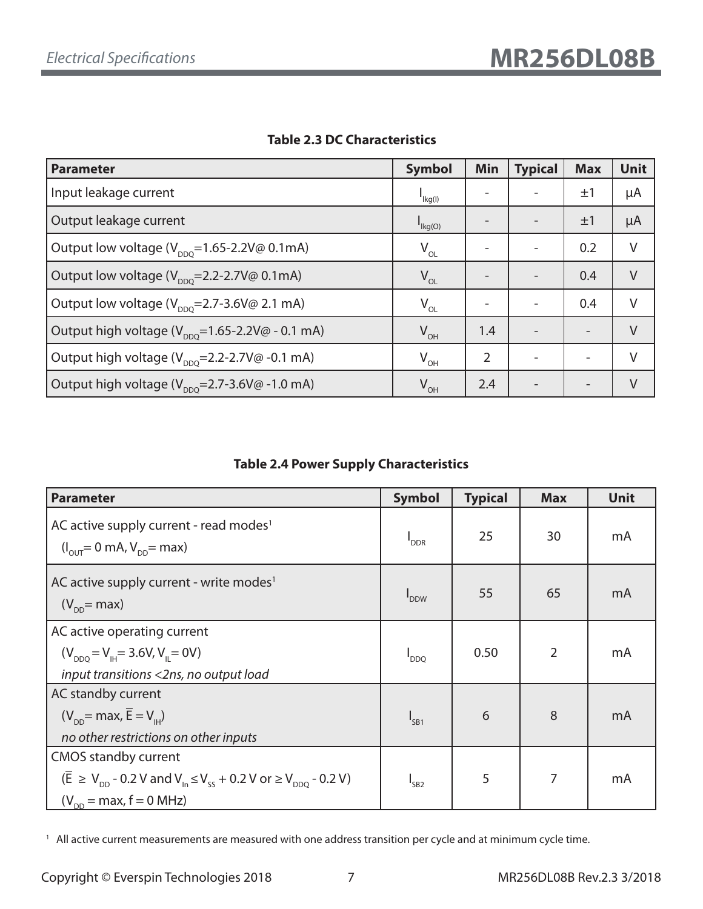**Table 2.3 DC Characteristics**

| Parameter | Symbol | Min | Typical | Max | Unit |
|---|---|---|---|---|---|
| Input leakage current | $I_{lkg(I)}$ | - | - | ±1 | µA |
| Output leakage current | $I_{lkg(O)}$ | - | - | ±1 | µA |
| Output low voltage ($V_{DDQ}$=1.65-2.2V@ 0.1mA) | $V_{OL}$ | - | - | 0.2 | V |
| Output low voltage ($V_{DDQ}$=2.2-2.7V@ 0.1mA) | $V_{OL}$ | - | - | 0.4 | V |
| Output low voltage ($V_{DDQ}$=2.7-3.6V@ 2.1 mA) | $V_{OL}$ | - | - | 0.4 | V |
| Output high voltage ($V_{DDQ}$=1.65-2.2V@ - 0.1 mA) | $V_{OH}$ | 1.4 | - | - | V |
| Output high voltage ($V_{DDQ}$=2.2-2.7V@ -0.1 mA) | $V_{OH}$ | 2 | - | - | V |
| Output high voltage ($V_{DDQ}$=2.7-3.6V@ -1.0 mA) | $V_{OH}$ | 2.4 | - | - | V |

**Table 2.4 Power Supply Characteristics**

| Parameter | Symbol | Typical | Max | Unit |
|---|---|---|---|---|
| AC active supply current - read modes[1] ($I_{OUT}$= 0 mA, $V_{DD}$= max) | $I_{DDR}$ | 25 | 30 | mA |
| AC active supply current - write modes[1] ($V_{DD}$= max) | $I_{DDW}$ | 55 | 65 | mA |
| AC active operating current ($V_{DDQ} = V_{IH}$= 3.6V, $V_{IL}$= 0V) *input transitions <2ns, no output load* | $I_{DDQ}$ | 0.50 | 2 | mA |
| AC standby current ($V_{DD}$= max, $\overline{E} = V_{IH}$) *no other restrictions on other inputs* | $I_{SB1}$ | 6 | 8 | mA |
| CMOS standby current ($\overline{E} \geq V_{DD}$ - 0.2 V and $V_{In} \leq V_{SS}$ + 0.2 V or $\geq V_{DDQ}$ - 0.2 V) ($V_{DD}$ = max, f = 0 MHz) | $I_{SB2}$ | 5 | 7 | mA |

[1] All active current measurements are measured with one address transition per cycle and at minimum cycle time.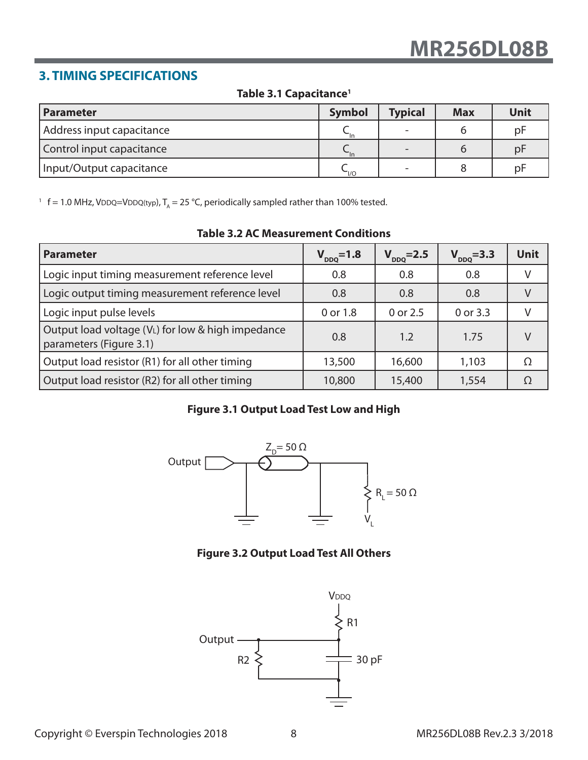## 3. TIMING SPECIFICATIONS

**Table 3.1 Capacitance[1]**

| Parameter | Symbol | Typical | Max | Unit |
|---|---|---|---|---|
| Address input capacitance | $C_{In}$ | - | 6 | pF |
| Control input capacitance | $C_{In}$ | - | 6 | pF |
| Input/Output capacitance | $C_{I/O}$ | - | 8 | pF |

[1] f = 1.0 MHz, VDDQ=VDDQ(typ), $T_A$ = 25 °C, periodically sampled rather than 100% tested.

**Table 3.2 AC Measurement Conditions**

| Parameter | $V_{DDQ}$=1.8 | $V_{DDQ}$=2.5 | $V_{DDQ}$=3.3 | Unit |
|---|---|---|---|---|
| Logic input timing measurement reference level | 0.8 | 0.8 | 0.8 | V |
| Logic output timing measurement reference level | 0.8 | 0.8 | 0.8 | V |
| Logic input pulse levels | 0 or 1.8 | 0 or 2.5 | 0 or 3.3 | V |
| Output load voltage ($V_L$) for low & high impedance parameters (Figure 3.1) | 0.8 | 1.2 | 1.75 | V |
| Output load resistor (R1) for all other timing | 13,500 | 16,600 | 1,103 | Ω |
| Output load resistor (R2) for all other timing | 10,800 | 15,400 | 1,554 | Ω |

**Figure 3.1 Output Load Test Low and High**

Output — $Z_D$= 50 Ω — $R_L$ = 50 Ω — $V_L$

**Figure 3.2 Output Load Test All Others**

VDDQ — R1 — Output — R2 — 30 pF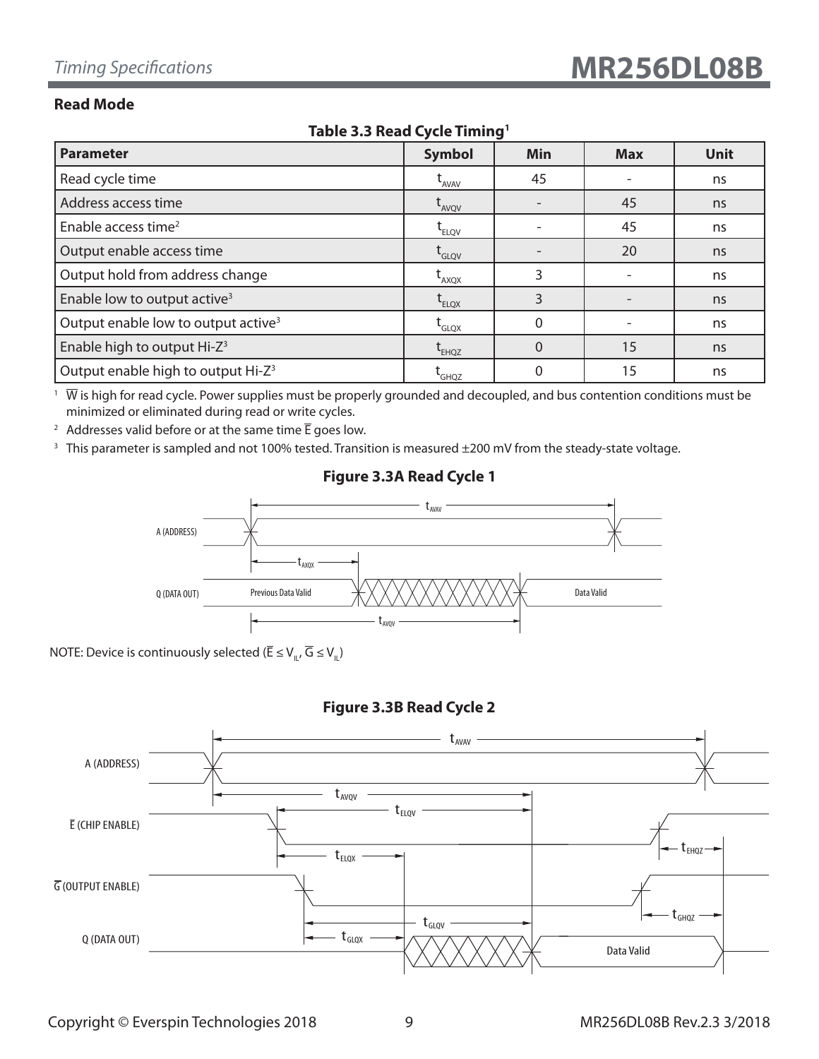## Read Mode

**Table 3.3 Read Cycle Timing[1]**

| Parameter | Symbol | Min | Max | Unit |
|---|---|---|---|---|
| Read cycle time | $t_{AVAV}$ | 45 | - | ns |
| Address access time | $t_{AVQV}$ | - | 45 | ns |
| Enable access time[2] | $t_{ELQV}$ | - | 45 | ns |
| Output enable access time | $t_{GLQV}$ | - | 20 | ns |
| Output hold from address change | $t_{AXQX}$ | 3 | - | ns |
| Enable low to output active[3] | $t_{ELQX}$ | 3 | - | ns |
| Output enable low to output active[3] | $t_{GLQX}$ | 0 | - | ns |
| Enable high to output Hi-Z[3] | $t_{EHQZ}$ | 0 | 15 | ns |
| Output enable high to output Hi-Z[3] | $t_{GHQZ}$ | 0 | 15 | ns |

[1] $\overline{W}$ is high for read cycle. Power supplies must be properly grounded and decoupled, and bus contention conditions must be minimized or eliminated during read or write cycles.

[2] Addresses valid before or at the same time $\overline{E}$ goes low.

[3] This parameter is sampled and not 100% tested. Transition is measured ±200 mV from the steady-state voltage.

**Figure 3.3A Read Cycle 1**

NOTE: Device is continuously selected ($\overline{E} \leq V_{IL}$, $\overline{G} \leq V_{IL}$)

**Figure 3.3B Read Cycle 2**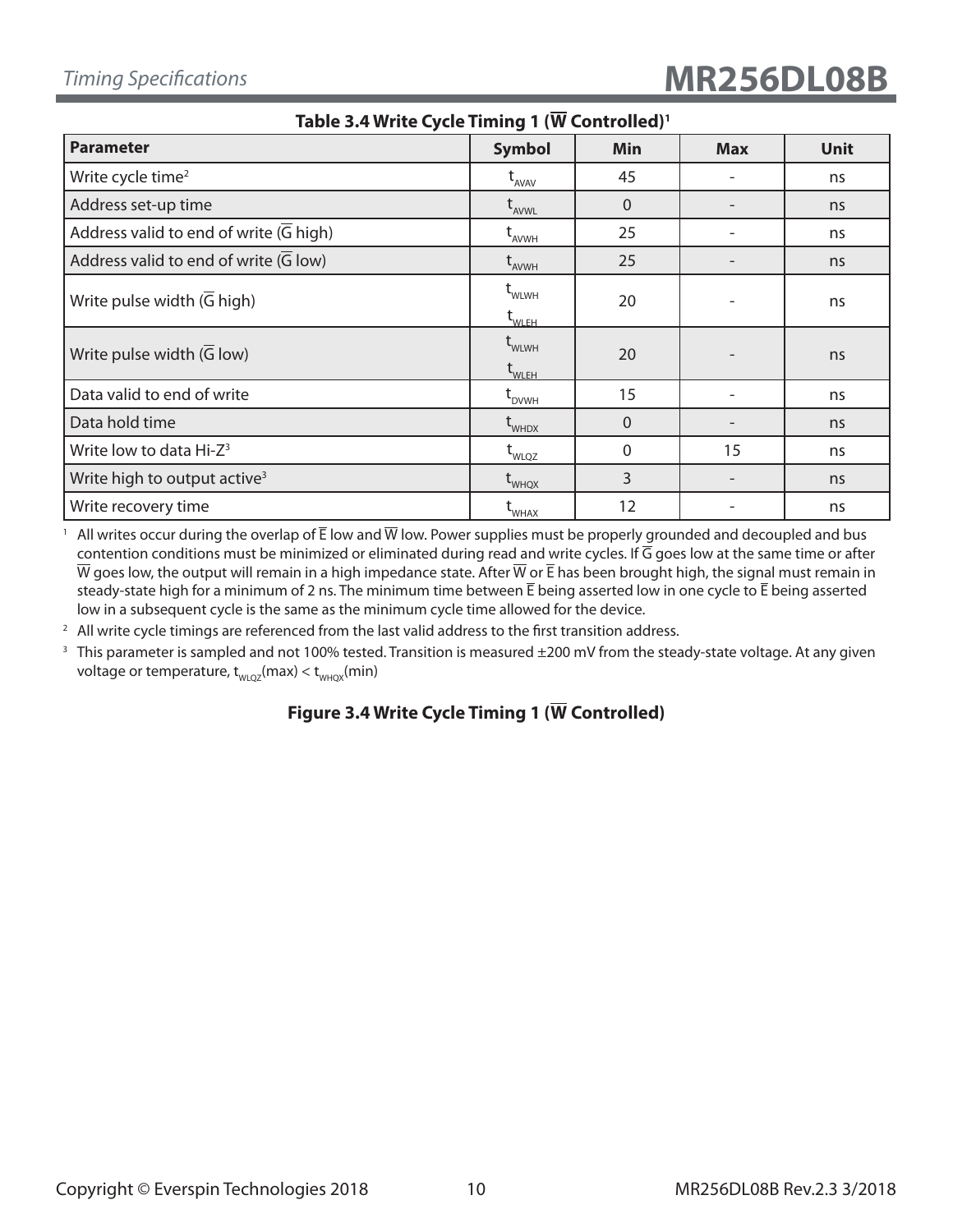**Table 3.4 Write Cycle Timing 1 ($\overline{W}$ Controlled)[1]**

| Parameter | Symbol | Min | Max | Unit |
|---|---|---|---|---|
| Write cycle time[2] | $t_{AVAV}$ | 45 | - | ns |
| Address set-up time | $t_{AVWL}$ | 0 | - | ns |
| Address valid to end of write ($\overline{G}$ high) | $t_{AVWH}$ | 25 | - | ns |
| Address valid to end of write ($\overline{G}$ low) | $t_{AVWH}$ | 25 | - | ns |
| Write pulse width ($\overline{G}$ high) | $t_{WLWH}$ $t_{WLEH}$ | 20 | - | ns |
| Write pulse width ($\overline{G}$ low) | $t_{WLWH}$ $t_{WLEH}$ | 20 | - | ns |
| Data valid to end of write | $t_{DVWH}$ | 15 | - | ns |
| Data hold time | $t_{WHDX}$ | 0 | - | ns |
| Write low to data Hi-Z[3] | $t_{WLQZ}$ | 0 | 15 | ns |
| Write high to output active[3] | $t_{WHQX}$ | 3 | - | ns |
| Write recovery time | $t_{WHAX}$ | 12 | - | ns |

1. All writes occur during the overlap of $\overline{E}$ low and $\overline{W}$ low. Power supplies must be properly grounded and decoupled and bus contention conditions must be minimized or eliminated during read and write cycles. If $\overline{G}$ goes low at the same time or after $\overline{W}$ goes low, the output will remain in a high impedance state. After $\overline{W}$ or $\overline{E}$ has been brought high, the signal must remain in steady-state high for a minimum of 2 ns. The minimum time between $\overline{E}$ being asserted low in one cycle to $\overline{E}$ being asserted low in a subsequent cycle is the same as the minimum cycle time allowed for the device.
2. All write cycle timings are referenced from the last valid address to the first transition address.
3. This parameter is sampled and not 100% tested. Transition is measured ±200 mV from the steady-state voltage. At any given voltage or temperature, $t_{WLQZ}$(max) < $t_{WHQX}$(min)

**Figure 3.4 Write Cycle Timing 1 ($\overline{W}$ Controlled)**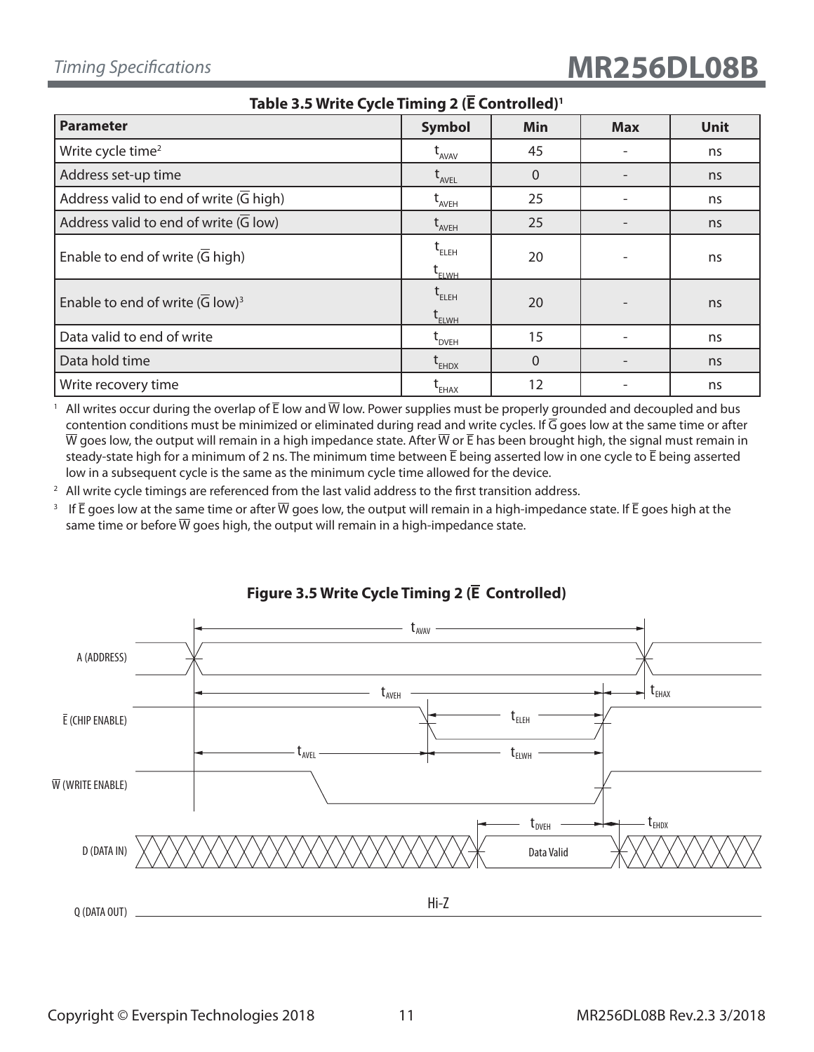### Table 3.5 Write Cycle Timing 2 ($\overline{E}$ Controlled)[1]

| Parameter | Symbol | Min | Max | Unit |
|---|---|---|---|---|
| Write cycle time[2] | $t_{AVAV}$ | 45 | - | ns |
| Address set-up time | $t_{AVEL}$ | 0 | - | ns |
| Address valid to end of write ($\overline{G}$ high) | $t_{AVEH}$ | 25 | - | ns |
| Address valid to end of write ($\overline{G}$ low) | $t_{AVEH}$ | 25 | - | ns |
| Enable to end of write ($\overline{G}$ high) | $t_{ELEH}$ $t_{ELWH}$ | 20 | - | ns |
| Enable to end of write ($\overline{G}$ low)[3] | $t_{ELEH}$ $t_{ELWH}$ | 20 | - | ns |
| Data valid to end of write | $t_{DVEH}$ | 15 | - | ns |
| Data hold time | $t_{EHDX}$ | 0 | - | ns |
| Write recovery time | $t_{EHAX}$ | 12 | - | ns |

1. All writes occur during the overlap of $\overline{E}$ low and $\overline{W}$ low. Power supplies must be properly grounded and decoupled and bus contention conditions must be minimized or eliminated during read and write cycles. If $\overline{G}$ goes low at the same time or after $\overline{W}$ goes low, the output will remain in a high impedance state. After $\overline{W}$ or $\overline{E}$ has been brought high, the signal must remain in steady-state high for a minimum of 2 ns. The minimum time between $\overline{E}$ being asserted low in one cycle to $\overline{E}$ being asserted low in a subsequent cycle is the same as the minimum cycle time allowed for the device.
2. All write cycle timings are referenced from the last valid address to the first transition address.
3. If $\overline{E}$ goes low at the same time or after $\overline{W}$ goes low, the output will remain in a high-impedance state. If $\overline{E}$ goes high at the same time or before $\overline{W}$ goes high, the output will remain in a high-impedance state.

### Figure 3.5 Write Cycle Timing 2 ($\overline{E}$ Controlled)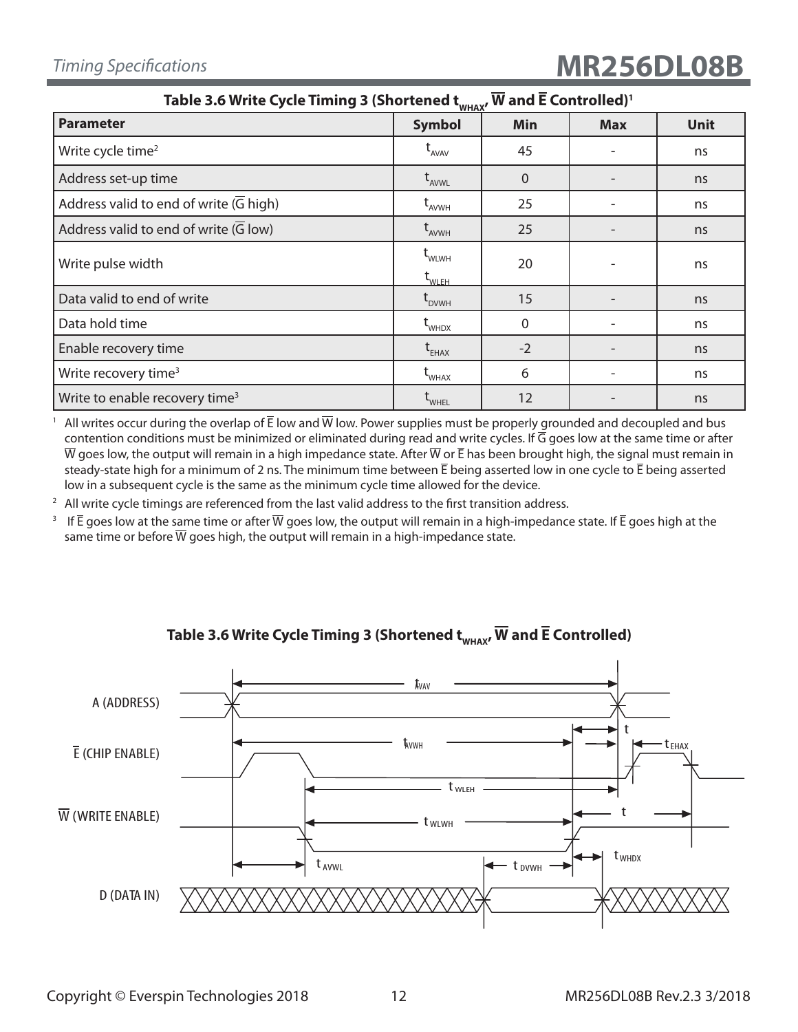## Table 3.6 Write Cycle Timing 3 (Shortened $t_{WHAX}$, $\overline{W}$ and $\overline{E}$ Controlled)[1]

| Parameter | Symbol | Min | Max | Unit |
|---|---|---|---|---|
| Write cycle time[2] | $t_{AVAV}$ | 45 | - | ns |
| Address set-up time | $t_{AVWL}$ | 0 | - | ns |
| Address valid to end of write ($\overline{G}$ high) | $t_{AVWH}$ | 25 | - | ns |
| Address valid to end of write ($\overline{G}$ low) | $t_{AVWH}$ | 25 | - | ns |
| Write pulse width | $t_{WLWH}$ $t_{WLEH}$ | 20 | - | ns |
| Data valid to end of write | $t_{DVWH}$ | 15 | - | ns |
| Data hold time | $t_{WHDX}$ | 0 | - | ns |
| Enable recovery time | $t_{EHAX}$ | -2 | - | ns |
| Write recovery time[3] | $t_{WHAX}$ | 6 | - | ns |
| Write to enable recovery time[3] | $t_{WHEL}$ | 12 | - | ns |

[1] All writes occur during the overlap of $\overline{E}$ low and $\overline{W}$ low. Power supplies must be properly grounded and decoupled and bus contention conditions must be minimized or eliminated during read and write cycles. If $\overline{G}$ goes low at the same time or after $\overline{W}$ goes low, the output will remain in a high impedance state. After $\overline{W}$ or $\overline{E}$ has been brought high, the signal must remain in steady-state high for a minimum of 2 ns. The minimum time between $\overline{E}$ being asserted low in one cycle to $\overline{E}$ being asserted low in a subsequent cycle is the same as the minimum cycle time allowed for the device.

[2] All write cycle timings are referenced from the last valid address to the first transition address.

[3] If $\overline{E}$ goes low at the same time or after $\overline{W}$ goes low, the output will remain in a high-impedance state. If $\overline{E}$ goes high at the same time or before $\overline{W}$ goes high, the output will remain in a high-impedance state.

**Table 3.6 Write Cycle Timing 3 (Shortened $t_{WHAX}$, $\overline{W}$ and $\overline{E}$ Controlled)**

A (ADDRESS)

$\overline{E}$ (CHIP ENABLE)

$\overline{W}$ (WRITE ENABLE)

D (DATA IN)

$t_{AVAV}$, $t_{AVWH}$, $t$, $t_{EHAX}$, $t_{WLEH}$, $t_{WLWH}$, $t$, $t_{AVWL}$, $t_{DVWH}$, $t_{WHDX}$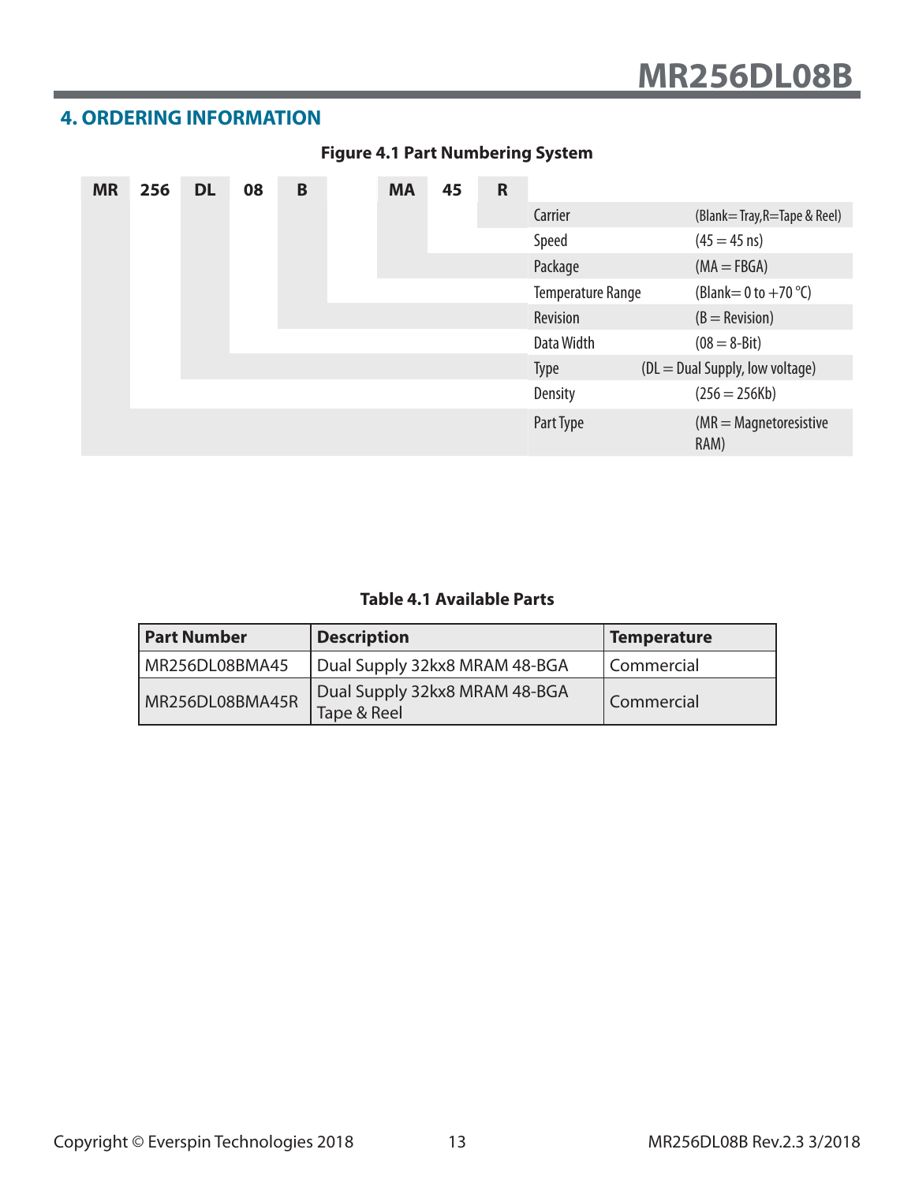## 4. ORDERING INFORMATION

**Figure 4.1 Part Numbering System**

| MR | 256 | DL | 08 | B | | MA | 45 | R |
|---|---|---|---|---|---|---|---|---|

| Field | Description |
|---|---|
| Carrier | (Blank= Tray, R=Tape & Reel) |
| Speed | (45 = 45 ns) |
| Package | (MA = FBGA) |
| Temperature Range | (Blank= 0 to +70 °C) |
| Revision | (B = Revision) |
| Data Width | (08 = 8-Bit) |
| Type | (DL = Dual Supply, low voltage) |
| Density | (256 = 256Kb) |
| Part Type | (MR = Magnetoresistive RAM) |

**Table 4.1 Available Parts**

| Part Number | Description | Temperature |
|---|---|---|
| MR256DL08BMA45 | Dual Supply 32kx8 MRAM 48-BGA | Commercial |
| MR256DL08BMA45R | Dual Supply 32kx8 MRAM 48-BGA Tape & Reel | Commercial |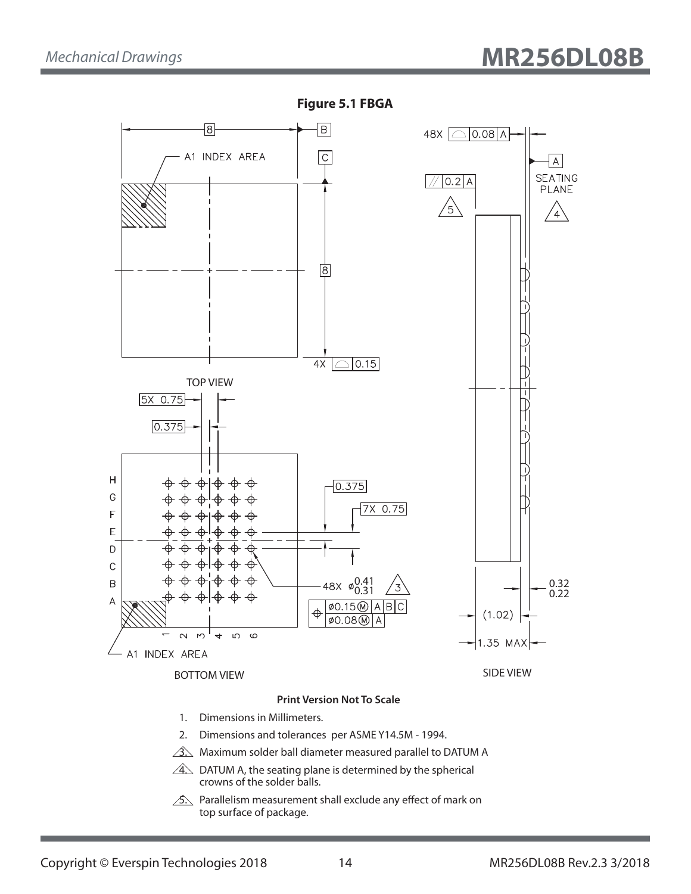**Figure 5.1 FBGA**

TOP VIEW

BOTTOM VIEW

SIDE VIEW

**Print Version Not To Scale**

1. Dimensions in Millimeters.
2. Dimensions and tolerances per ASME Y14.5M - 1994.
3. Maximum solder ball diameter measured parallel to DATUM A
4. DATUM A, the seating plane is determined by the spherical crowns of the solder balls.
5. Parallelism measurement shall exclude any effect of mark on top surface of package.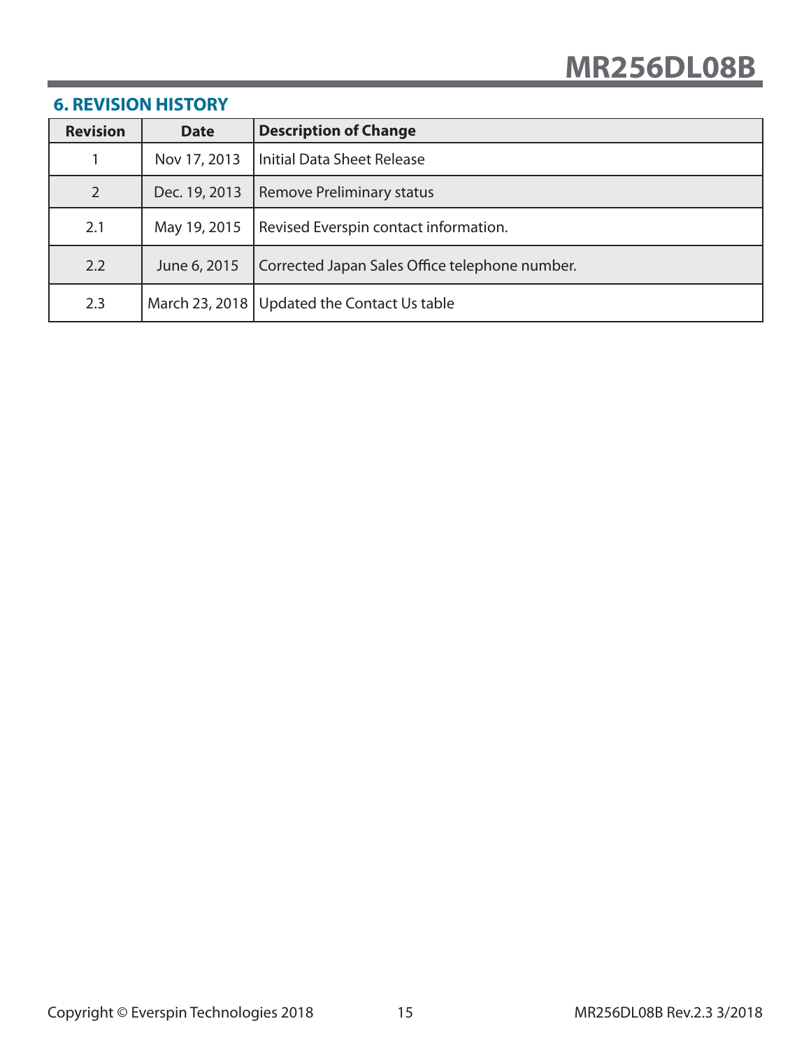## 6. REVISION HISTORY

| Revision | Date | Description of Change |
|---|---|---|
| 1 | Nov 17, 2013 | Initial Data Sheet Release |
| 2 | Dec. 19, 2013 | Remove Preliminary status |
| 2.1 | May 19, 2015 | Revised Everspin contact information. |
| 2.2 | June 6, 2015 | Corrected Japan Sales Office telephone number. |
| 2.3 | March 23, 2018 | Updated the Contact Us table |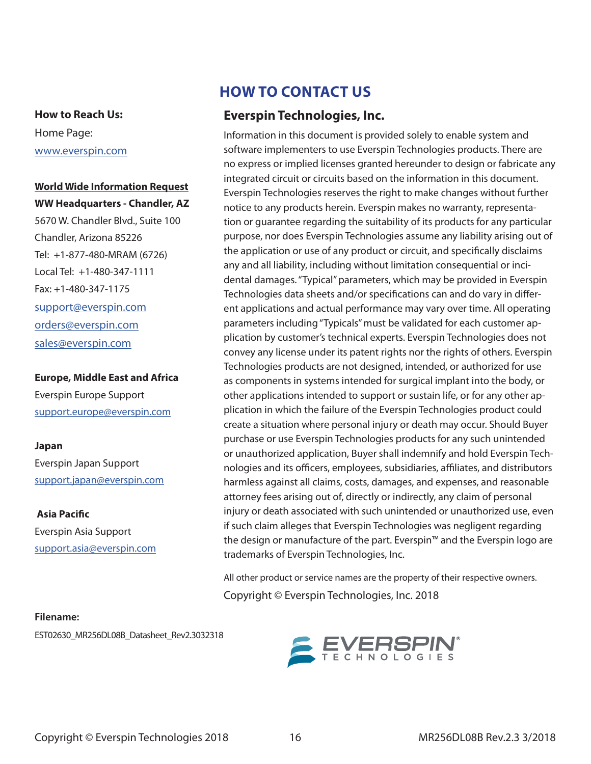## HOW TO CONTACT US

**How to Reach Us:**

Home Page:

www.everspin.com

**World Wide Information Request**

**WW Headquarters - Chandler, AZ**

5670 W. Chandler Blvd., Suite 100

Chandler, Arizona 85226

Tel: +1-877-480-MRAM (6726)

Local Tel: +1-480-347-1111

Fax: +1-480-347-1175

support@everspin.com

orders@everspin.com

sales@everspin.com

**Europe, Middle East and Africa**

Everspin Europe Support

support.europe@everspin.com

**Japan**

Everspin Japan Support

support.japan@everspin.com

**Asia Pacific**

Everspin Asia Support

support.asia@everspin.com

### Everspin Technologies, Inc.

Information in this document is provided solely to enable system and software implementers to use Everspin Technologies products. There are no express or implied licenses granted hereunder to design or fabricate any integrated circuit or circuits based on the information in this document. Everspin Technologies reserves the right to make changes without further notice to any products herein. Everspin makes no warranty, representation or guarantee regarding the suitability of its products for any particular purpose, nor does Everspin Technologies assume any liability arising out of the application or use of any product or circuit, and specifically disclaims any and all liability, including without limitation consequential or incidental damages. "Typical" parameters, which may be provided in Everspin Technologies data sheets and/or specifications can and do vary in different applications and actual performance may vary over time. All operating parameters including "Typicals" must be validated for each customer application by customer's technical experts. Everspin Technologies does not convey any license under its patent rights nor the rights of others. Everspin Technologies products are not designed, intended, or authorized for use as components in systems intended for surgical implant into the body, or other applications intended to support or sustain life, or for any other application in which the failure of the Everspin Technologies product could create a situation where personal injury or death may occur. Should Buyer purchase or use Everspin Technologies products for any such unintended or unauthorized application, Buyer shall indemnify and hold Everspin Technologies and its officers, employees, subsidiaries, affiliates, and distributors harmless against all claims, costs, damages, and expenses, and reasonable attorney fees arising out of, directly or indirectly, any claim of personal injury or death associated with such unintended or unauthorized use, even if such claim alleges that Everspin Technologies was negligent regarding the design or manufacture of the part. Everspin™ and the Everspin logo are trademarks of Everspin Technologies, Inc.

All other product or service names are the property of their respective owners.

Copyright © Everspin Technologies, Inc. 2018

**Filename:**

EST02630_MR256DL08B_Datasheet_Rev2.3032318

EVERSPIN® TECHNOLOGIES